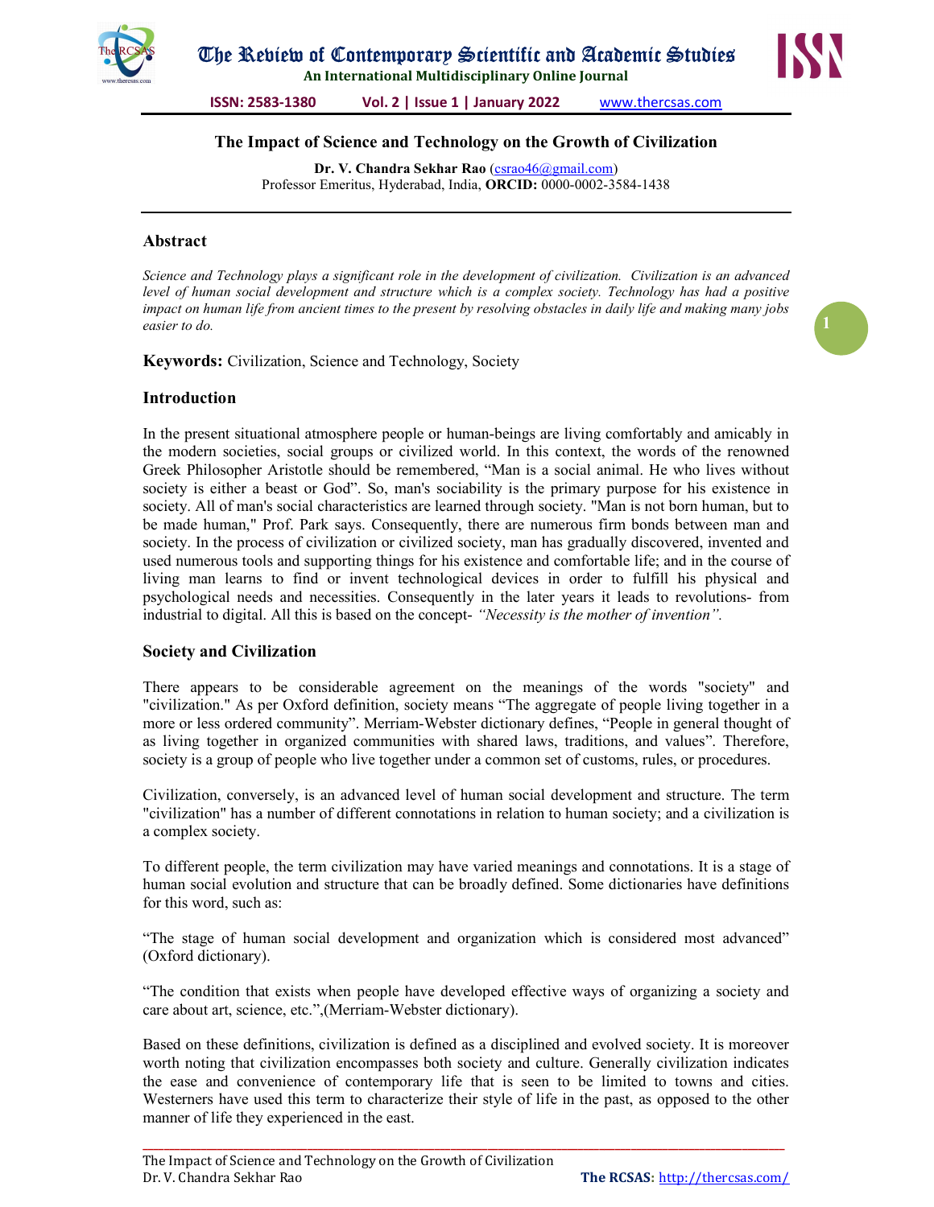# The Impact of Science and Technology on the Growth of Civilization

**Dr. V. Chandra Sekhar Rao** (csrao46@gmail.com)
Professor Emeritus, Hyderabad, India, **ORCID:** 0000-0002-3584-1438

## Abstract

*Science and Technology plays a significant role in the development of civilization. Civilization is an advanced level of human social development and structure which is a complex society. Technology has had a positive impact on human life from ancient times to the present by resolving obstacles in daily life and making many jobs easier to do.*

**Keywords:** Civilization, Science and Technology, Society

## Introduction

In the present situational atmosphere people or human-beings are living comfortably and amicably in the modern societies, social groups or civilized world. In this context, the words of the renowned Greek Philosopher Aristotle should be remembered, "Man is a social animal. He who lives without society is either a beast or God". So, man's sociability is the primary purpose for his existence in society. All of man's social characteristics are learned through society. "Man is not born human, but to be made human," Prof. Park says. Consequently, there are numerous firm bonds between man and society. In the process of civilization or civilized society, man has gradually discovered, invented and used numerous tools and supporting things for his existence and comfortable life; and in the course of living man learns to find or invent technological devices in order to fulfill his physical and psychological needs and necessities. Consequently in the later years it leads to revolutions- from industrial to digital. All this is based on the concept- *"Necessity is the mother of invention".*

## Society and Civilization

There appears to be considerable agreement on the meanings of the words "society" and "civilization." As per Oxford definition, society means "The aggregate of people living together in a more or less ordered community". Merriam-Webster dictionary defines, "People in general thought of as living together in organized communities with shared laws, traditions, and values". Therefore, society is a group of people who live together under a common set of customs, rules, or procedures.

Civilization, conversely, is an advanced level of human social development and structure. The term "civilization" has a number of different connotations in relation to human society; and a civilization is a complex society.

To different people, the term civilization may have varied meanings and connotations. It is a stage of human social evolution and structure that can be broadly defined. Some dictionaries have definitions for this word, such as:

"The stage of human social development and organization which is considered most advanced" (Oxford dictionary).

"The condition that exists when people have developed effective ways of organizing a society and care about art, science, etc.",(Merriam-Webster dictionary).

Based on these definitions, civilization is defined as a disciplined and evolved society. It is moreover worth noting that civilization encompasses both society and culture. Generally civilization indicates the ease and convenience of contemporary life that is seen to be limited to towns and cities. Westerners have used this term to characterize their style of life in the past, as opposed to the other manner of life they experienced in the east.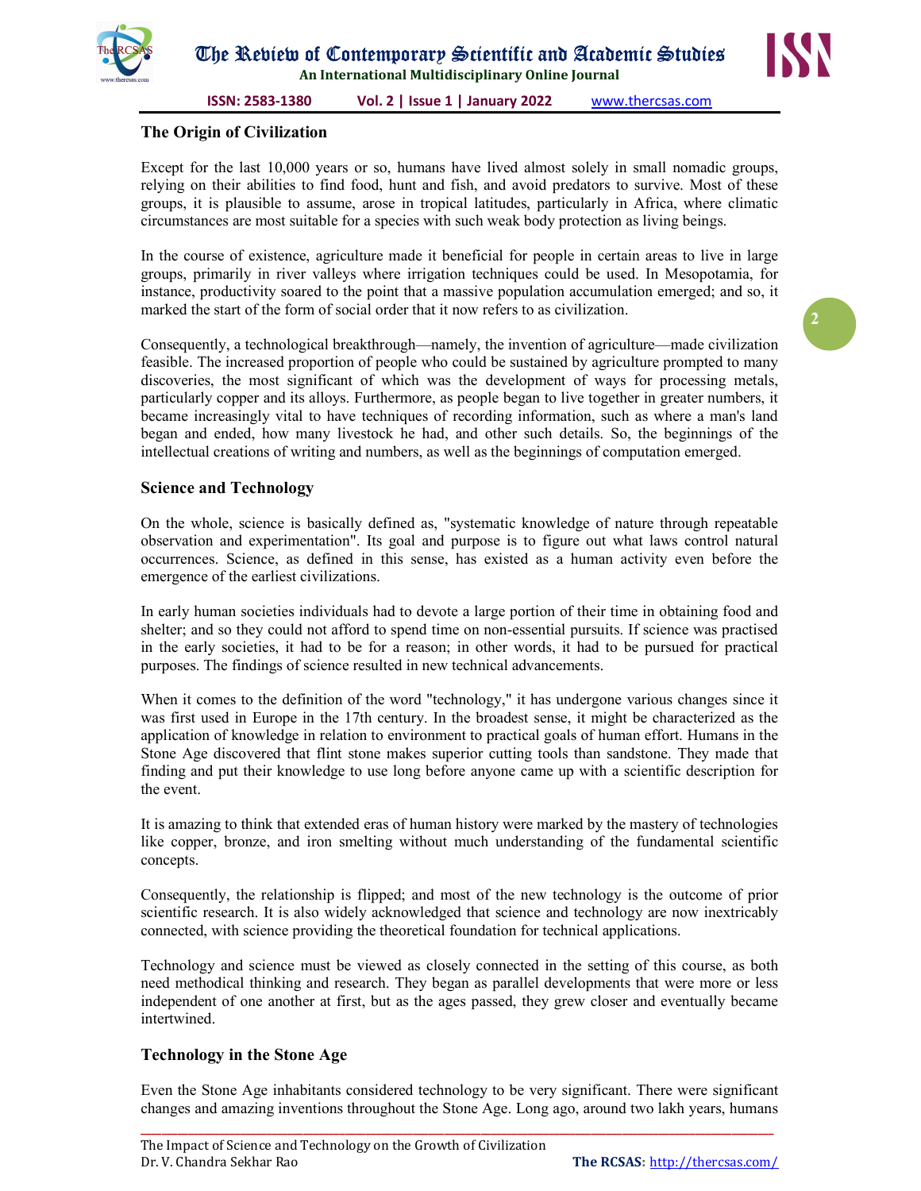## The Origin of Civilization

Except for the last 10,000 years or so, humans have lived almost solely in small nomadic groups, relying on their abilities to find food, hunt and fish, and avoid predators to survive. Most of these groups, it is plausible to assume, arose in tropical latitudes, particularly in Africa, where climatic circumstances are most suitable for a species with such weak body protection as living beings.

In the course of existence, agriculture made it beneficial for people in certain areas to live in large groups, primarily in river valleys where irrigation techniques could be used. In Mesopotamia, for instance, productivity soared to the point that a massive population accumulation emerged; and so, it marked the start of the form of social order that it now refers to as civilization.

Consequently, a technological breakthrough—namely, the invention of agriculture—made civilization feasible. The increased proportion of people who could be sustained by agriculture prompted to many discoveries, the most significant of which was the development of ways for processing metals, particularly copper and its alloys. Furthermore, as people began to live together in greater numbers, it became increasingly vital to have techniques of recording information, such as where a man's land began and ended, how many livestock he had, and other such details. So, the beginnings of the intellectual creations of writing and numbers, as well as the beginnings of computation emerged.

## Science and Technology

On the whole, science is basically defined as, "systematic knowledge of nature through repeatable observation and experimentation". Its goal and purpose is to figure out what laws control natural occurrences. Science, as defined in this sense, has existed as a human activity even before the emergence of the earliest civilizations.

In early human societies individuals had to devote a large portion of their time in obtaining food and shelter; and so they could not afford to spend time on non-essential pursuits. If science was practised in the early societies, it had to be for a reason; in other words, it had to be pursued for practical purposes. The findings of science resulted in new technical advancements.

When it comes to the definition of the word "technology," it has undergone various changes since it was first used in Europe in the 17th century. In the broadest sense, it might be characterized as the application of knowledge in relation to environment to practical goals of human effort. Humans in the Stone Age discovered that flint stone makes superior cutting tools than sandstone. They made that finding and put their knowledge to use long before anyone came up with a scientific description for the event.

It is amazing to think that extended eras of human history were marked by the mastery of technologies like copper, bronze, and iron smelting without much understanding of the fundamental scientific concepts.

Consequently, the relationship is flipped; and most of the new technology is the outcome of prior scientific research. It is also widely acknowledged that science and technology are now inextricably connected, with science providing the theoretical foundation for technical applications.

Technology and science must be viewed as closely connected in the setting of this course, as both need methodical thinking and research. They began as parallel developments that were more or less independent of one another at first, but as the ages passed, they grew closer and eventually became intertwined.

## Technology in the Stone Age

Even the Stone Age inhabitants considered technology to be very significant. There were significant changes and amazing inventions throughout the Stone Age. Long ago, around two lakh years, humans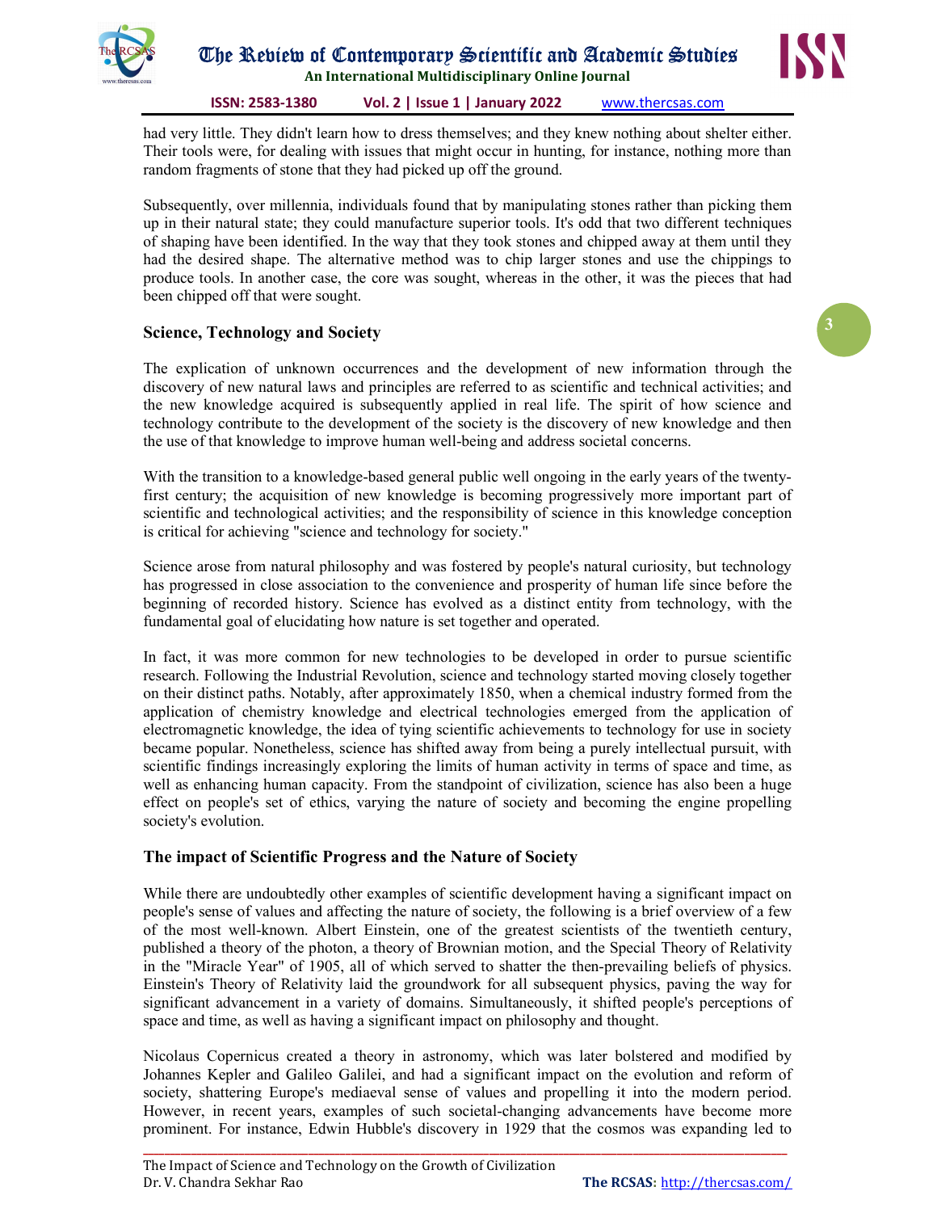had very little. They didn't learn how to dress themselves; and they knew nothing about shelter either. Their tools were, for dealing with issues that might occur in hunting, for instance, nothing more than random fragments of stone that they had picked up off the ground.

Subsequently, over millennia, individuals found that by manipulating stones rather than picking them up in their natural state; they could manufacture superior tools. It's odd that two different techniques of shaping have been identified. In the way that they took stones and chipped away at them until they had the desired shape. The alternative method was to chip larger stones and use the chippings to produce tools. In another case, the core was sought, whereas in the other, it was the pieces that had been chipped off that were sought.

## Science, Technology and Society

The explication of unknown occurrences and the development of new information through the discovery of new natural laws and principles are referred to as scientific and technical activities; and the new knowledge acquired is subsequently applied in real life. The spirit of how science and technology contribute to the development of the society is the discovery of new knowledge and then the use of that knowledge to improve human well-being and address societal concerns.

With the transition to a knowledge-based general public well ongoing in the early years of the twenty-first century; the acquisition of new knowledge is becoming progressively more important part of scientific and technological activities; and the responsibility of science in this knowledge conception is critical for achieving "science and technology for society."

Science arose from natural philosophy and was fostered by people's natural curiosity, but technology has progressed in close association to the convenience and prosperity of human life since before the beginning of recorded history. Science has evolved as a distinct entity from technology, with the fundamental goal of elucidating how nature is set together and operated.

In fact, it was more common for new technologies to be developed in order to pursue scientific research. Following the Industrial Revolution, science and technology started moving closely together on their distinct paths. Notably, after approximately 1850, when a chemical industry formed from the application of chemistry knowledge and electrical technologies emerged from the application of electromagnetic knowledge, the idea of tying scientific achievements to technology for use in society became popular. Nonetheless, science has shifted away from being a purely intellectual pursuit, with scientific findings increasingly exploring the limits of human activity in terms of space and time, as well as enhancing human capacity. From the standpoint of civilization, science has also been a huge effect on people's set of ethics, varying the nature of society and becoming the engine propelling society's evolution.

## The impact of Scientific Progress and the Nature of Society

While there are undoubtedly other examples of scientific development having a significant impact on people's sense of values and affecting the nature of society, the following is a brief overview of a few of the most well-known. Albert Einstein, one of the greatest scientists of the twentieth century, published a theory of the photon, a theory of Brownian motion, and the Special Theory of Relativity in the "Miracle Year" of 1905, all of which served to shatter the then-prevailing beliefs of physics. Einstein's Theory of Relativity laid the groundwork for all subsequent physics, paving the way for significant advancement in a variety of domains. Simultaneously, it shifted people's perceptions of space and time, as well as having a significant impact on philosophy and thought.

Nicolaus Copernicus created a theory in astronomy, which was later bolstered and modified by Johannes Kepler and Galileo Galilei, and had a significant impact on the evolution and reform of society, shattering Europe's mediaeval sense of values and propelling it into the modern period. However, in recent years, examples of such societal-changing advancements have become more prominent. For instance, Edwin Hubble's discovery in 1929 that the cosmos was expanding led to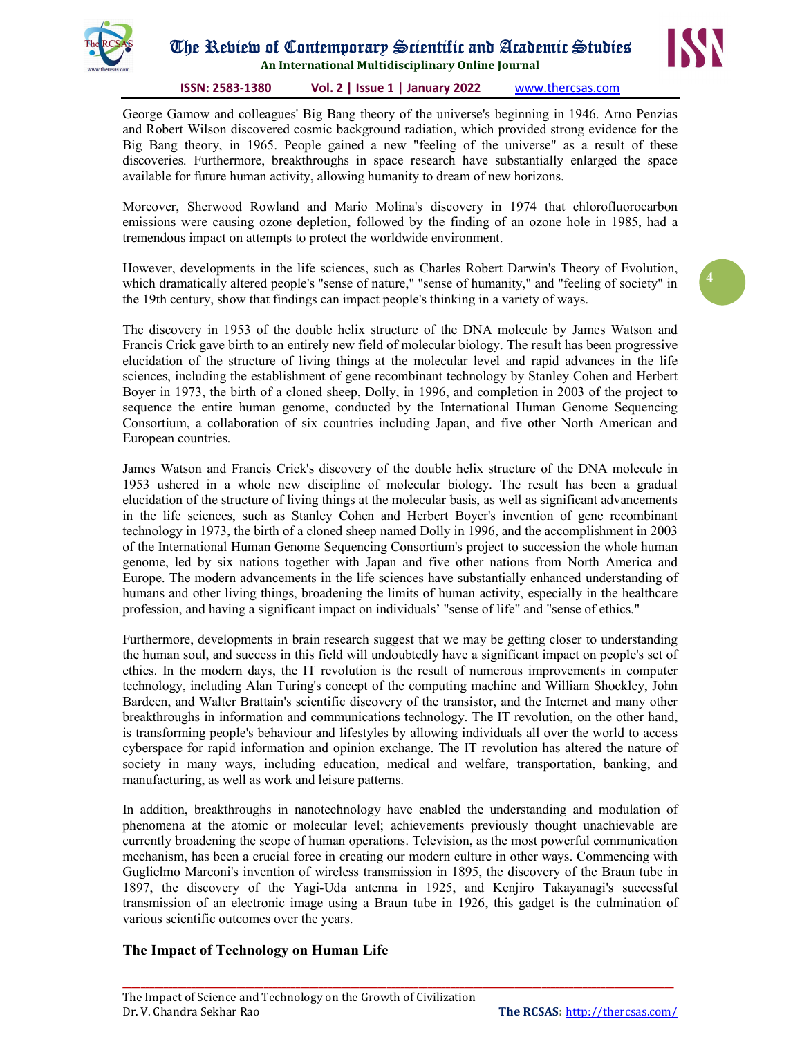George Gamow and colleagues' Big Bang theory of the universe's beginning in 1946. Arno Penzias and Robert Wilson discovered cosmic background radiation, which provided strong evidence for the Big Bang theory, in 1965. People gained a new "feeling of the universe" as a result of these discoveries. Furthermore, breakthroughs in space research have substantially enlarged the space available for future human activity, allowing humanity to dream of new horizons.

Moreover, Sherwood Rowland and Mario Molina's discovery in 1974 that chlorofluorocarbon emissions were causing ozone depletion, followed by the finding of an ozone hole in 1985, had a tremendous impact on attempts to protect the worldwide environment.

However, developments in the life sciences, such as Charles Robert Darwin's Theory of Evolution, which dramatically altered people's "sense of nature," "sense of humanity," and "feeling of society" in the 19th century, show that findings can impact people's thinking in a variety of ways.

The discovery in 1953 of the double helix structure of the DNA molecule by James Watson and Francis Crick gave birth to an entirely new field of molecular biology. The result has been progressive elucidation of the structure of living things at the molecular level and rapid advances in the life sciences, including the establishment of gene recombinant technology by Stanley Cohen and Herbert Boyer in 1973, the birth of a cloned sheep, Dolly, in 1996, and completion in 2003 of the project to sequence the entire human genome, conducted by the International Human Genome Sequencing Consortium, a collaboration of six countries including Japan, and five other North American and European countries.

James Watson and Francis Crick's discovery of the double helix structure of the DNA molecule in 1953 ushered in a whole new discipline of molecular biology. The result has been a gradual elucidation of the structure of living things at the molecular basis, as well as significant advancements in the life sciences, such as Stanley Cohen and Herbert Boyer's invention of gene recombinant technology in 1973, the birth of a cloned sheep named Dolly in 1996, and the accomplishment in 2003 of the International Human Genome Sequencing Consortium's project to succession the whole human genome, led by six nations together with Japan and five other nations from North America and Europe. The modern advancements in the life sciences have substantially enhanced understanding of humans and other living things, broadening the limits of human activity, especially in the healthcare profession, and having a significant impact on individuals' "sense of life" and "sense of ethics."

Furthermore, developments in brain research suggest that we may be getting closer to understanding the human soul, and success in this field will undoubtedly have a significant impact on people's set of ethics. In the modern days, the IT revolution is the result of numerous improvements in computer technology, including Alan Turing's concept of the computing machine and William Shockley, John Bardeen, and Walter Brattain's scientific discovery of the transistor, and the Internet and many other breakthroughs in information and communications technology. The IT revolution, on the other hand, is transforming people's behaviour and lifestyles by allowing individuals all over the world to access cyberspace for rapid information and opinion exchange. The IT revolution has altered the nature of society in many ways, including education, medical and welfare, transportation, banking, and manufacturing, as well as work and leisure patterns.

In addition, breakthroughs in nanotechnology have enabled the understanding and modulation of phenomena at the atomic or molecular level; achievements previously thought unachievable are currently broadening the scope of human operations. Television, as the most powerful communication mechanism, has been a crucial force in creating our modern culture in other ways. Commencing with Guglielmo Marconi's invention of wireless transmission in 1895, the discovery of the Braun tube in 1897, the discovery of the Yagi-Uda antenna in 1925, and Kenjiro Takayanagi's successful transmission of an electronic image using a Braun tube in 1926, this gadget is the culmination of various scientific outcomes over the years.

## The Impact of Technology on Human Life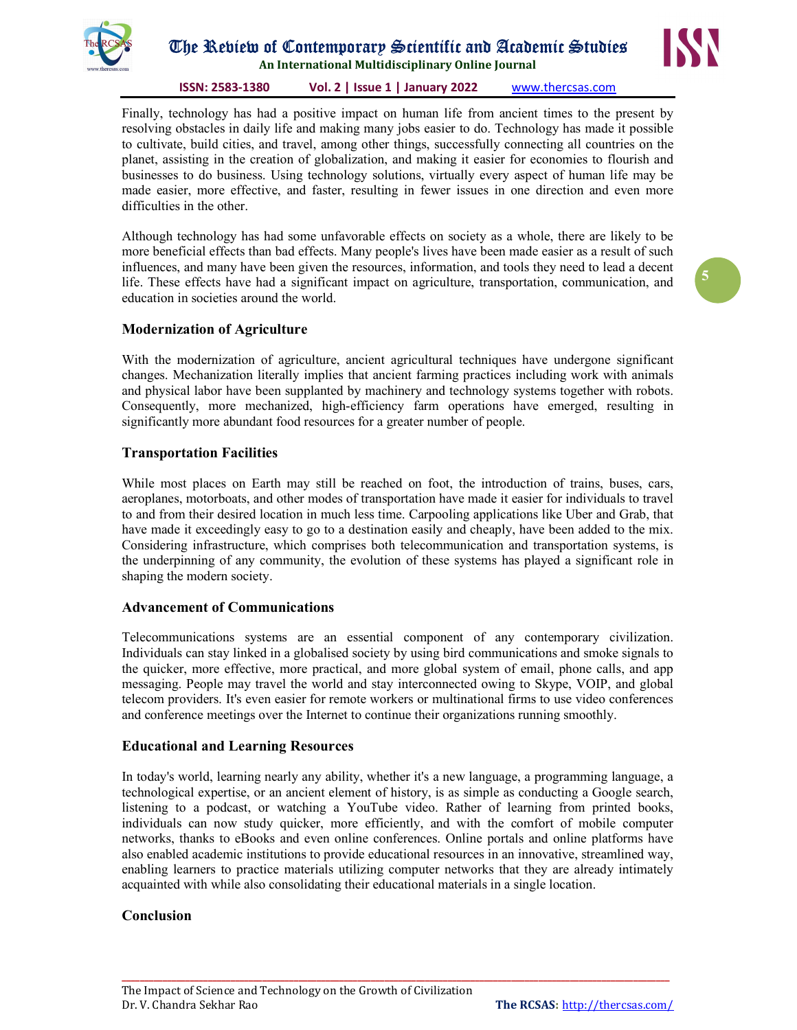Finally, technology has had a positive impact on human life from ancient times to the present by resolving obstacles in daily life and making many jobs easier to do. Technology has made it possible to cultivate, build cities, and travel, among other things, successfully connecting all countries on the planet, assisting in the creation of globalization, and making it easier for economies to flourish and businesses to do business. Using technology solutions, virtually every aspect of human life may be made easier, more effective, and faster, resulting in fewer issues in one direction and even more difficulties in the other.

Although technology has had some unfavorable effects on society as a whole, there are likely to be more beneficial effects than bad effects. Many people's lives have been made easier as a result of such influences, and many have been given the resources, information, and tools they need to lead a decent life. These effects have had a significant impact on agriculture, transportation, communication, and education in societies around the world.

## Modernization of Agriculture

With the modernization of agriculture, ancient agricultural techniques have undergone significant changes. Mechanization literally implies that ancient farming practices including work with animals and physical labor have been supplanted by machinery and technology systems together with robots. Consequently, more mechanized, high-efficiency farm operations have emerged, resulting in significantly more abundant food resources for a greater number of people.

## Transportation Facilities

While most places on Earth may still be reached on foot, the introduction of trains, buses, cars, aeroplanes, motorboats, and other modes of transportation have made it easier for individuals to travel to and from their desired location in much less time. Carpooling applications like Uber and Grab, that have made it exceedingly easy to go to a destination easily and cheaply, have been added to the mix. Considering infrastructure, which comprises both telecommunication and transportation systems, is the underpinning of any community, the evolution of these systems has played a significant role in shaping the modern society.

## Advancement of Communications

Telecommunications systems are an essential component of any contemporary civilization. Individuals can stay linked in a globalised society by using bird communications and smoke signals to the quicker, more effective, more practical, and more global system of email, phone calls, and app messaging. People may travel the world and stay interconnected owing to Skype, VOIP, and global telecom providers. It's even easier for remote workers or multinational firms to use video conferences and conference meetings over the Internet to continue their organizations running smoothly.

## Educational and Learning Resources

In today's world, learning nearly any ability, whether it's a new language, a programming language, a technological expertise, or an ancient element of history, is as simple as conducting a Google search, listening to a podcast, or watching a YouTube video. Rather of learning from printed books, individuals can now study quicker, more efficiently, and with the comfort of mobile computer networks, thanks to eBooks and even online conferences. Online portals and online platforms have also enabled academic institutions to provide educational resources in an innovative, streamlined way, enabling learners to practice materials utilizing computer networks that they are already intimately acquainted with while also consolidating their educational materials in a single location.

## Conclusion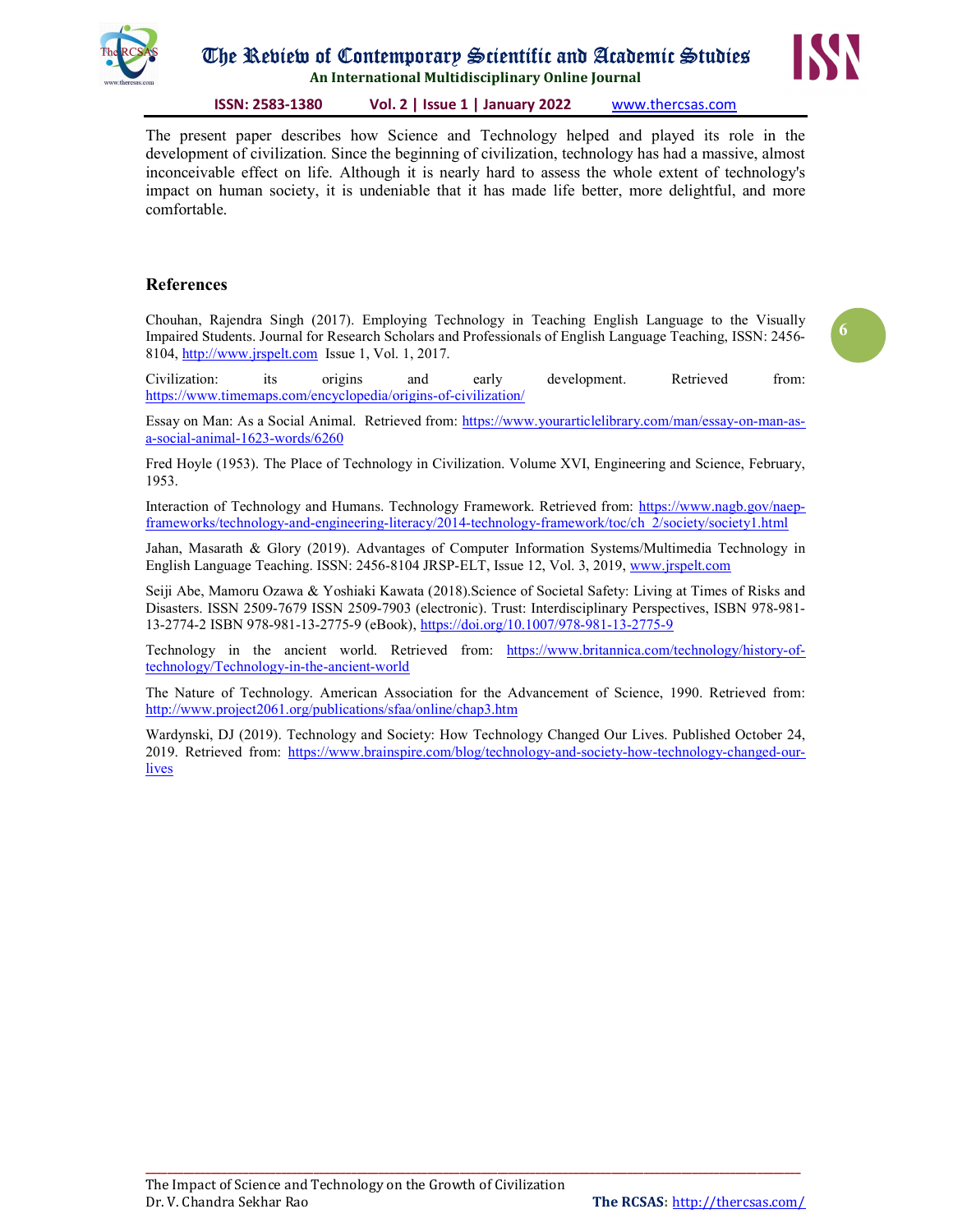The present paper describes how Science and Technology helped and played its role in the development of civilization. Since the beginning of civilization, technology has had a massive, almost inconceivable effect on life. Although it is nearly hard to assess the whole extent of technology's impact on human society, it is undeniable that it has made life better, more delightful, and more comfortable.

## References

Chouhan, Rajendra Singh (2017). Employing Technology in Teaching English Language to the Visually Impaired Students. Journal for Research Scholars and Professionals of English Language Teaching, ISSN: 2456-8104, http://www.jrspelt.com Issue 1, Vol. 1, 2017.

Civilization: its origins and early development. Retrieved from: https://www.timemaps.com/encyclopedia/origins-of-civilization/

Essay on Man: As a Social Animal. Retrieved from: https://www.yourarticlelibrary.com/man/essay-on-man-as-a-social-animal-1623-words/6260

Fred Hoyle (1953). The Place of Technology in Civilization. Volume XVI, Engineering and Science, February, 1953.

Interaction of Technology and Humans. Technology Framework. Retrieved from: https://www.nagb.gov/naep-frameworks/technology-and-engineering-literacy/2014-technology-framework/toc/ch_2/society/society1.html

Jahan, Masarath & Glory (2019). Advantages of Computer Information Systems/Multimedia Technology in English Language Teaching. ISSN: 2456-8104 JRSP-ELT, Issue 12, Vol. 3, 2019, www.jrspelt.com

Seiji Abe, Mamoru Ozawa & Yoshiaki Kawata (2018).Science of Societal Safety: Living at Times of Risks and Disasters. ISSN 2509-7679 ISSN 2509-7903 (electronic). Trust: Interdisciplinary Perspectives, ISBN 978-981-13-2774-2 ISBN 978-981-13-2775-9 (eBook), https://doi.org/10.1007/978-981-13-2775-9

Technology in the ancient world. Retrieved from: https://www.britannica.com/technology/history-of-technology/Technology-in-the-ancient-world

The Nature of Technology. American Association for the Advancement of Science, 1990. Retrieved from: http://www.project2061.org/publications/sfaa/online/chap3.htm

Wardynski, DJ (2019). Technology and Society: How Technology Changed Our Lives. Published October 24, 2019. Retrieved from: https://www.brainspire.com/blog/technology-and-society-how-technology-changed-our-lives